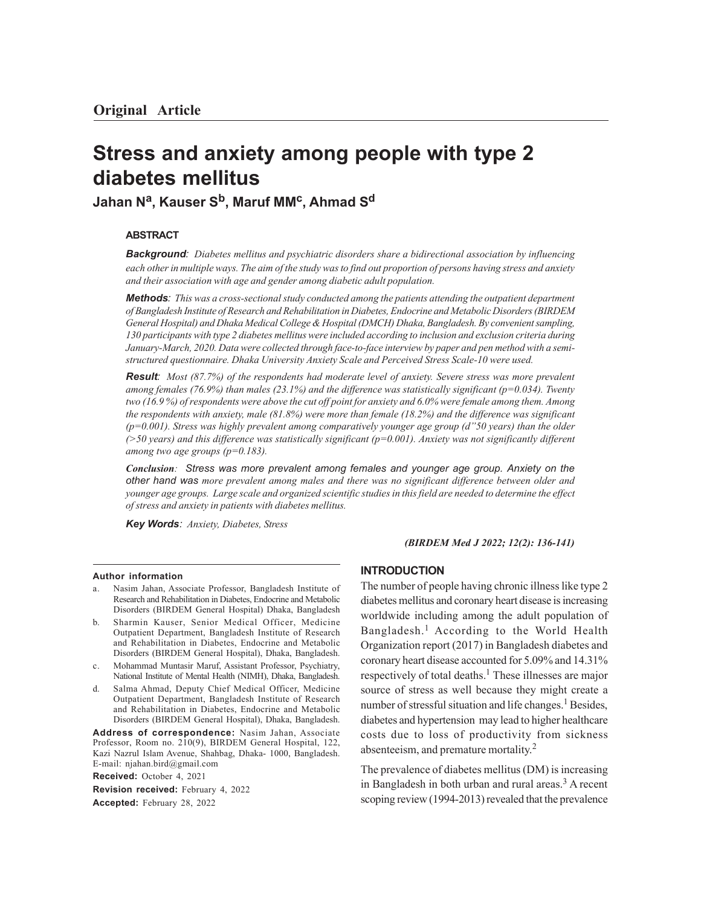**Original Article**

# Stress and anxiety among people with type 2 diabetes mellitus

**Jahan N[a], Kauser S[b], Maruf MM[c], Ahmad S[d]**

## ABSTRACT

***Background**: Diabetes mellitus and psychiatric disorders share a bidirectional association by influencing each other in multiple ways. The aim of the study was to find out proportion of persons having stress and anxiety and their association with age and gender among diabetic adult population.*

***Methods**: This was a cross-sectional study conducted among the patients attending the outpatient department of Bangladesh Institute of Research and Rehabilitation in Diabetes, Endocrine and Metabolic Disorders (BIRDEM General Hospital) and Dhaka Medical College & Hospital (DMCH) Dhaka, Bangladesh. By convenient sampling, 130 participants with type 2 diabetes mellitus were included according to inclusion and exclusion criteria during January-March, 2020. Data were collected through face-to-face interview by paper and pen method with a semi-structured questionnaire. Dhaka University Anxiety Scale and Perceived Stress Scale-10 were used.*

***Result**: Most (87.7%) of the respondents had moderate level of anxiety. Severe stress was more prevalent among females (76.9%) than males (23.1%) and the difference was statistically significant (p=0.034). Twenty two (16.9 %) of respondents were above the cut off point for anxiety and 6.0% were female among them. Among the respondents with anxiety, male (81.8%) were more than female (18.2%) and the difference was significant (p=0.001). Stress was highly prevalent among comparatively younger age group (d"50 years) than the older (>50 years) and this difference was statistically significant (p=0.001). Anxiety was not significantly different among two age groups (p=0.183).*

***Conclusion**: Stress was more prevalent among females and younger age group. Anxiety on the other hand was more prevalent among males and there was no significant difference between older and younger age groups. Large scale and organized scientific studies in this field are needed to determine the effect of stress and anxiety in patients with diabetes mellitus.*

***Key Words**: Anxiety, Diabetes, Stress*

**Author information**

a. Nasim Jahan, Associate Professor, Bangladesh Institute of Research and Rehabilitation in Diabetes, Endocrine and Metabolic Disorders (BIRDEM General Hospital) Dhaka, Bangladesh

b. Sharmin Kauser, Senior Medical Officer, Medicine Outpatient Department, Bangladesh Institute of Research and Rehabilitation in Diabetes, Endocrine and Metabolic Disorders (BIRDEM General Hospital), Dhaka, Bangladesh.

c. Mohammad Muntasir Maruf, Assistant Professor, Psychiatry, National Institute of Mental Health (NIMH), Dhaka, Bangladesh.

d. Salma Ahmad, Deputy Chief Medical Officer, Medicine Outpatient Department, Bangladesh Institute of Research and Rehabilitation in Diabetes, Endocrine and Metabolic Disorders (BIRDEM General Hospital), Dhaka, Bangladesh.

**Address of correspondence:** Nasim Jahan, Associate Professor, Room no. 210(9), BIRDEM General Hospital, 122, Kazi Nazrul Islam Avenue, Shahbag, Dhaka- 1000, Bangladesh. E-mail: njahan.bird@gmail.com

**Received:** October 4, 2021

**Revision received:** February 4, 2022

**Accepted:** February 28, 2022

## INTRODUCTION

The number of people having chronic illness like type 2 diabetes mellitus and coronary heart disease is increasing worldwide including among the adult population of Bangladesh.[1] According to the World Health Organization report (2017) in Bangladesh diabetes and coronary heart disease accounted for 5.09% and 14.31% respectively of total deaths.[1] These illnesses are major source of stress as well because they might create a number of stressful situation and life changes.[1] Besides, diabetes and hypertension may lead to higher healthcare costs due to loss of productivity from sickness absenteeism, and premature mortality.[2]

The prevalence of diabetes mellitus (DM) is increasing in Bangladesh in both urban and rural areas.[3] A recent scoping review (1994-2013) revealed that the prevalence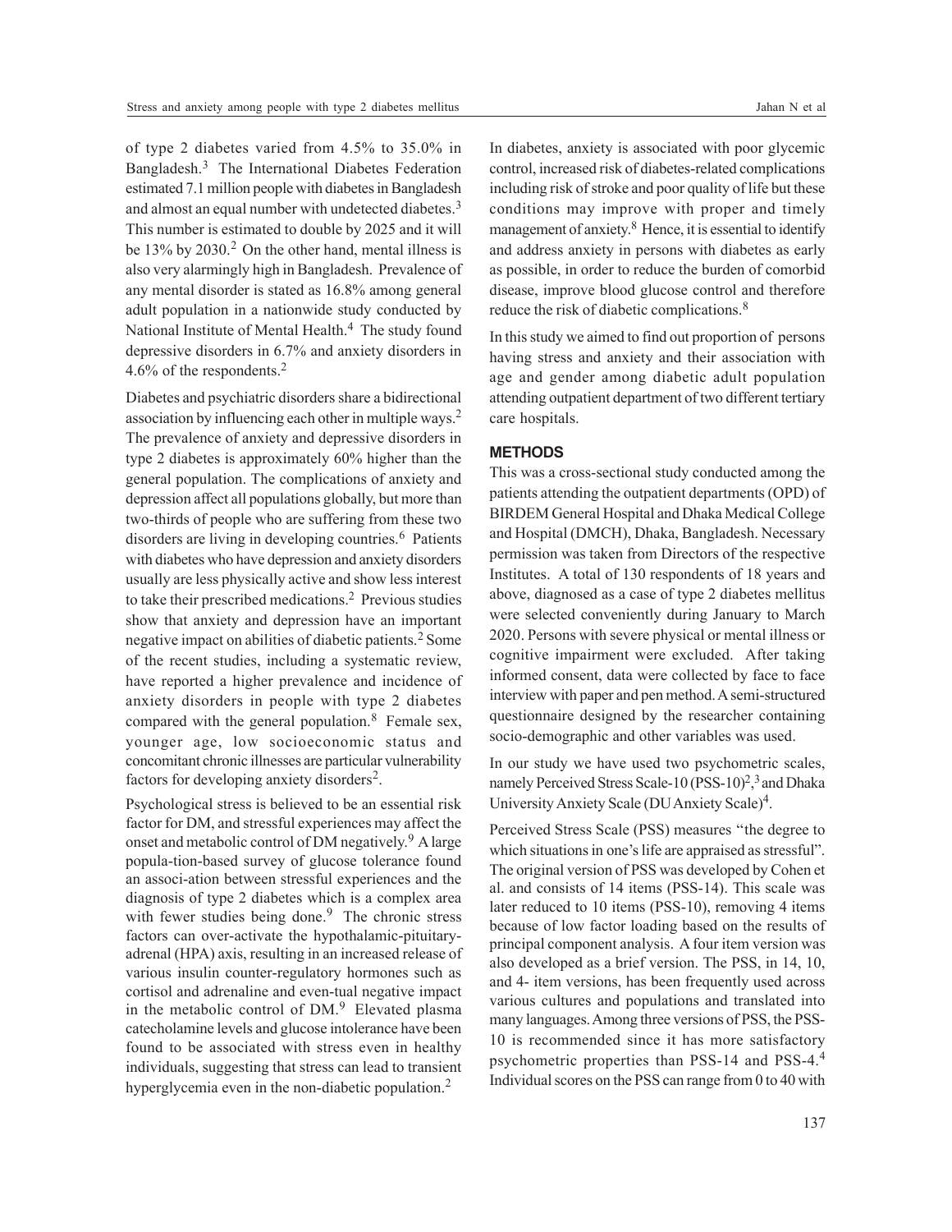of type 2 diabetes varied from 4.5% to 35.0% in Bangladesh.[3] The International Diabetes Federation estimated 7.1 million people with diabetes in Bangladesh and almost an equal number with undetected diabetes.[3] This number is estimated to double by 2025 and it will be 13% by 2030.[2] On the other hand, mental illness is also very alarmingly high in Bangladesh. Prevalence of any mental disorder is stated as 16.8% among general adult population in a nationwide study conducted by National Institute of Mental Health.[4] The study found depressive disorders in 6.7% and anxiety disorders in 4.6% of the respondents.[2]

Diabetes and psychiatric disorders share a bidirectional association by influencing each other in multiple ways.[2] The prevalence of anxiety and depressive disorders in type 2 diabetes is approximately 60% higher than the general population. The complications of anxiety and depression affect all populations globally, but more than two-thirds of people who are suffering from these two disorders are living in developing countries.[6] Patients with diabetes who have depression and anxiety disorders usually are less physically active and show less interest to take their prescribed medications.[2] Previous studies show that anxiety and depression have an important negative impact on abilities of diabetic patients.[2] Some of the recent studies, including a systematic review, have reported a higher prevalence and incidence of anxiety disorders in people with type 2 diabetes compared with the general population.[8] Female sex, younger age, low socioeconomic status and concomitant chronic illnesses are particular vulnerability factors for developing anxiety disorders[2].

Psychological stress is believed to be an essential risk factor for DM, and stressful experiences may affect the onset and metabolic control of DM negatively.[9] A large popula-tion-based survey of glucose tolerance found an associ-ation between stressful experiences and the diagnosis of type 2 diabetes which is a complex area with fewer studies being done.[9] The chronic stress factors can over-activate the hypothalamic-pituitary-adrenal (HPA) axis, resulting in an increased release of various insulin counter-regulatory hormones such as cortisol and adrenaline and even-tual negative impact in the metabolic control of DM.[9] Elevated plasma catecholamine levels and glucose intolerance have been found to be associated with stress even in healthy individuals, suggesting that stress can lead to transient hyperglycemia even in the non-diabetic population.[2]

In diabetes, anxiety is associated with poor glycemic control, increased risk of diabetes-related complications including risk of stroke and poor quality of life but these conditions may improve with proper and timely management of anxiety.[8] Hence, it is essential to identify and address anxiety in persons with diabetes as early as possible, in order to reduce the burden of comorbid disease, improve blood glucose control and therefore reduce the risk of diabetic complications.[8]

In this study we aimed to find out proportion of persons having stress and anxiety and their association with age and gender among diabetic adult population attending outpatient department of two different tertiary care hospitals.

## METHODS

This was a cross-sectional study conducted among the patients attending the outpatient departments (OPD) of BIRDEM General Hospital and Dhaka Medical College and Hospital (DMCH), Dhaka, Bangladesh. Necessary permission was taken from Directors of the respective Institutes. A total of 130 respondents of 18 years and above, diagnosed as a case of type 2 diabetes mellitus were selected conveniently during January to March 2020. Persons with severe physical or mental illness or cognitive impairment were excluded. After taking informed consent, data were collected by face to face interview with paper and pen method. A semi-structured questionnaire designed by the researcher containing socio-demographic and other variables was used.

In our study we have used two psychometric scales, namely Perceived Stress Scale-10 (PSS-10)[2],[3] and Dhaka University Anxiety Scale (DU Anxiety Scale)[4].

Perceived Stress Scale (PSS) measures "the degree to which situations in one's life are appraised as stressful". The original version of PSS was developed by Cohen et al. and consists of 14 items (PSS-14). This scale was later reduced to 10 items (PSS-10), removing 4 items because of low factor loading based on the results of principal component analysis. A four item version was also developed as a brief version. The PSS, in 14, 10, and 4- item versions, has been frequently used across various cultures and populations and translated into many languages. Among three versions of PSS, the PSS-10 is recommended since it has more satisfactory psychometric properties than PSS-14 and PSS-4.[4] Individual scores on the PSS can range from 0 to 40 with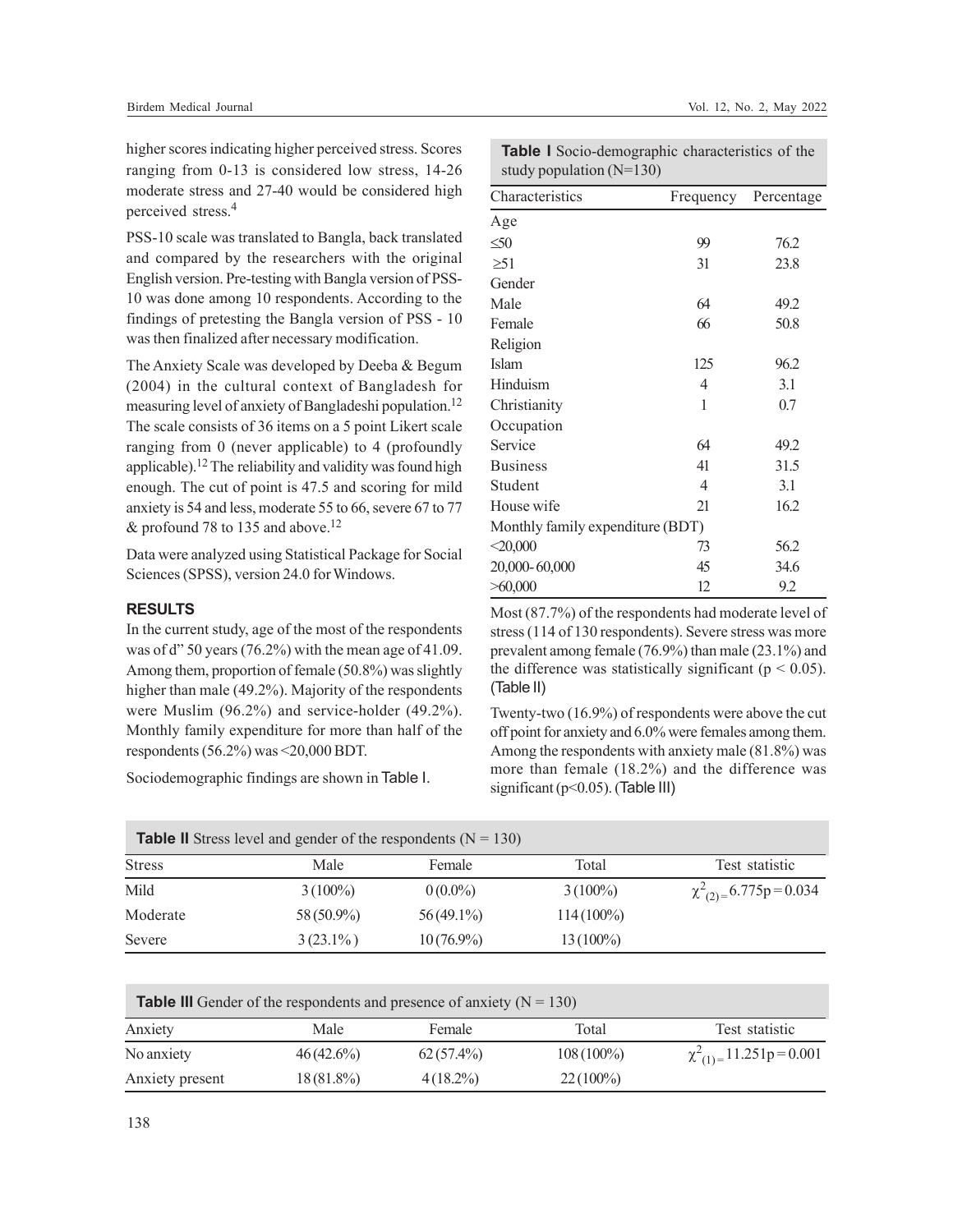higher scores indicating higher perceived stress. Scores ranging from 0-13 is considered low stress, 14-26 moderate stress and 27-40 would be considered high perceived stress.[4]

PSS-10 scale was translated to Bangla, back translated and compared by the researchers with the original English version. Pre-testing with Bangla version of PSS-10 was done among 10 respondents. According to the findings of pretesting the Bangla version of PSS - 10 was then finalized after necessary modification.

The Anxiety Scale was developed by Deeba & Begum (2004) in the cultural context of Bangladesh for measuring level of anxiety of Bangladeshi population.[12] The scale consists of 36 items on a 5 point Likert scale ranging from 0 (never applicable) to 4 (profoundly applicable).[12] The reliability and validity was found high enough. The cut of point is 47.5 and scoring for mild anxiety is 54 and less, moderate 55 to 66, severe 67 to 77 & profound 78 to 135 and above.[12]

Data were analyzed using Statistical Package for Social Sciences (SPSS), version 24.0 for Windows.

## RESULTS

In the current study, age of the most of the respondents was of d" 50 years (76.2%) with the mean age of 41.09. Among them, proportion of female (50.8%) was slightly higher than male (49.2%). Majority of the respondents were Muslim (96.2%) and service-holder (49.2%). Monthly family expenditure for more than half of the respondents (56.2%) was <20,000 BDT.

Sociodemographic findings are shown in Table I.

**Table I** Socio-demographic characteristics of the study population (N=130)

| Characteristics | Frequency | Percentage |
|---|---|---|
| Age | | |
| ≤50 | 99 | 76.2 |
| ≥51 | 31 | 23.8 |
| Gender | | |
| Male | 64 | 49.2 |
| Female | 66 | 50.8 |
| Religion | | |
| Islam | 125 | 96.2 |
| Hinduism | 4 | 3.1 |
| Christianity | 1 | 0.7 |
| Occupation | | |
| Service | 64 | 49.2 |
| Business | 41 | 31.5 |
| Student | 4 | 3.1 |
| House wife | 21 | 16.2 |
| Monthly family expenditure (BDT) | | |
| <20,000 | 73 | 56.2 |
| 20,000- 60,000 | 45 | 34.6 |
| >60,000 | 12 | 9.2 |

Most (87.7%) of the respondents had moderate level of stress (114 of 130 respondents). Severe stress was more prevalent among female (76.9%) than male (23.1%) and the difference was statistically significant ($p < 0.05$). (Table II)

Twenty-two (16.9%) of respondents were above the cut off point for anxiety and 6.0% were females among them. Among the respondents with anxiety male (81.8%) was more than female (18.2%) and the difference was significant ($p<0.05$). (Table III)

**Table II** Stress level and gender of the respondents (N = 130)

| Stress | Male | Female | Total | Test statistic |
|---|---|---|---|---|
| Mild | 3 (100%) | 0 (0.0%) | 3 (100%) | $\chi^2_{(2)} = 6.775$ p = 0.034 |
| Moderate | 58 (50.9%) | 56 (49.1%) | 114 (100%) | |
| Severe | 3 (23.1% ) | 10 (76.9%) | 13 (100%) | |

**Table III** Gender of the respondents and presence of anxiety (N = 130)

| Anxiety | Male | Female | Total | Test statistic |
|---|---|---|---|---|
| No anxiety | 46 (42.6%) | 62 (57.4%) | 108 (100%) | $\chi^2_{(1)} = 11.251$ p = 0.001 |
| Anxiety present | 18 (81.8%) | 4 (18.2%) | 22 (100%) | |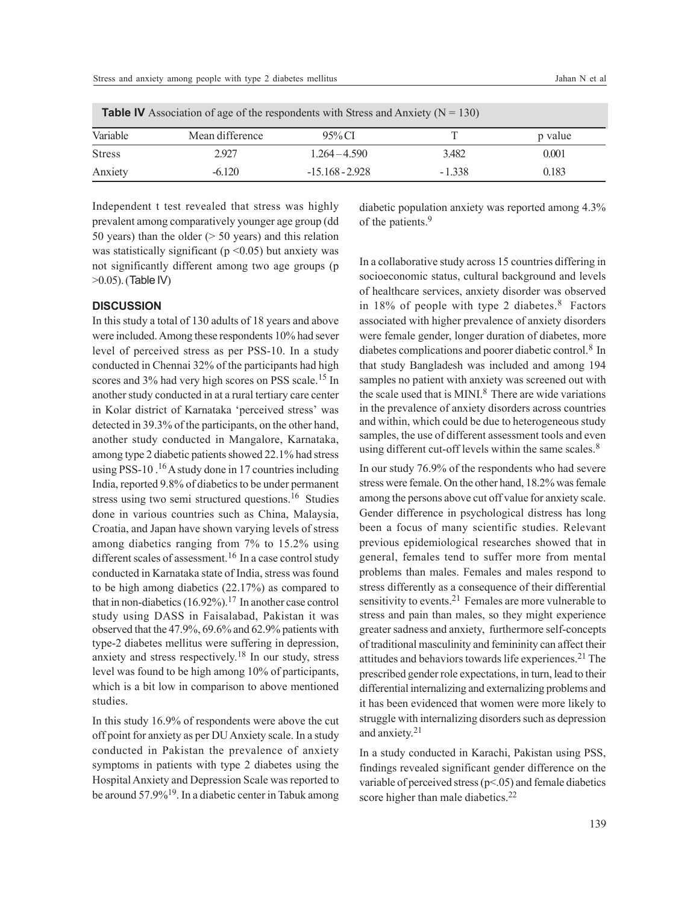**Table IV** Association of age of the respondents with Stress and Anxiety (N = 130)

| Variable | Mean difference | 95% CI | T | p value |
|---|---|---|---|---|
| Stress | 2.927 | 1.264 – 4.590 | 3.482 | 0.001 |
| Anxiety | -6.120 | -15.168 - 2.928 | - 1.338 | 0.183 |

Independent t test revealed that stress was highly prevalent among comparatively younger age group (dd 50 years) than the older (> 50 years) and this relation was statistically significant ($p < 0.05$) but anxiety was not significantly different among two age groups ($p > 0.05$). (Table IV)

## DISCUSSION

In this study a total of 130 adults of 18 years and above were included. Among these respondents 10% had sever level of perceived stress as per PSS-10. In a study conducted in Chennai 32% of the participants had high scores and 3% had very high scores on PSS scale.[15] In another study conducted in at a rural tertiary care center in Kolar district of Karnataka 'perceived stress' was detected in 39.3% of the participants, on the other hand, another study conducted in Mangalore, Karnataka, among type 2 diabetic patients showed 22.1% had stress using PSS-10 .[16] A study done in 17 countries including India, reported 9.8% of diabetics to be under permanent stress using two semi structured questions.[16] Studies done in various countries such as China, Malaysia, Croatia, and Japan have shown varying levels of stress among diabetics ranging from 7% to 15.2% using different scales of assessment.[16] In a case control study conducted in Karnataka state of India, stress was found to be high among diabetics (22.17%) as compared to that in non-diabetics (16.92%).[17] In another case control study using DASS in Faisalabad, Pakistan it was observed that the 47.9%, 69.6% and 62.9% patients with type-2 diabetes mellitus were suffering in depression, anxiety and stress respectively.[18] In our study, stress level was found to be high among 10% of participants, which is a bit low in comparison to above mentioned studies.

In this study 16.9% of respondents were above the cut off point for anxiety as per DU Anxiety scale. In a study conducted in Pakistan the prevalence of anxiety symptoms in patients with type 2 diabetes using the Hospital Anxiety and Depression Scale was reported to be around 57.9%[19]. In a diabetic center in Tabuk among diabetic population anxiety was reported among 4.3% of the patients.[9]

In a collaborative study across 15 countries differing in socioeconomic status, cultural background and levels of healthcare services, anxiety disorder was observed in 18% of people with type 2 diabetes.[8] Factors associated with higher prevalence of anxiety disorders were female gender, longer duration of diabetes, more diabetes complications and poorer diabetic control.[8] In that study Bangladesh was included and among 194 samples no patient with anxiety was screened out with the scale used that is MINI.[8] There are wide variations in the prevalence of anxiety disorders across countries and within, which could be due to heterogeneous study samples, the use of different assessment tools and even using different cut-off levels within the same scales.[8]

In our study 76.9% of the respondents who had severe stress were female. On the other hand, 18.2% was female among the persons above cut off value for anxiety scale. Gender difference in psychological distress has long been a focus of many scientific studies. Relevant previous epidemiological researches showed that in general, females tend to suffer more from mental problems than males. Females and males respond to stress differently as a consequence of their differential sensitivity to events.[21] Females are more vulnerable to stress and pain than males, so they might experience greater sadness and anxiety, furthermore self-concepts of traditional masculinity and femininity can affect their attitudes and behaviors towards life experiences.[21] The prescribed gender role expectations, in turn, lead to their differential internalizing and externalizing problems and it has been evidenced that women were more likely to struggle with internalizing disorders such as depression and anxiety.[21]

In a study conducted in Karachi, Pakistan using PSS, findings revealed significant gender difference on the variable of perceived stress ($p < .05$) and female diabetics score higher than male diabetics.[22]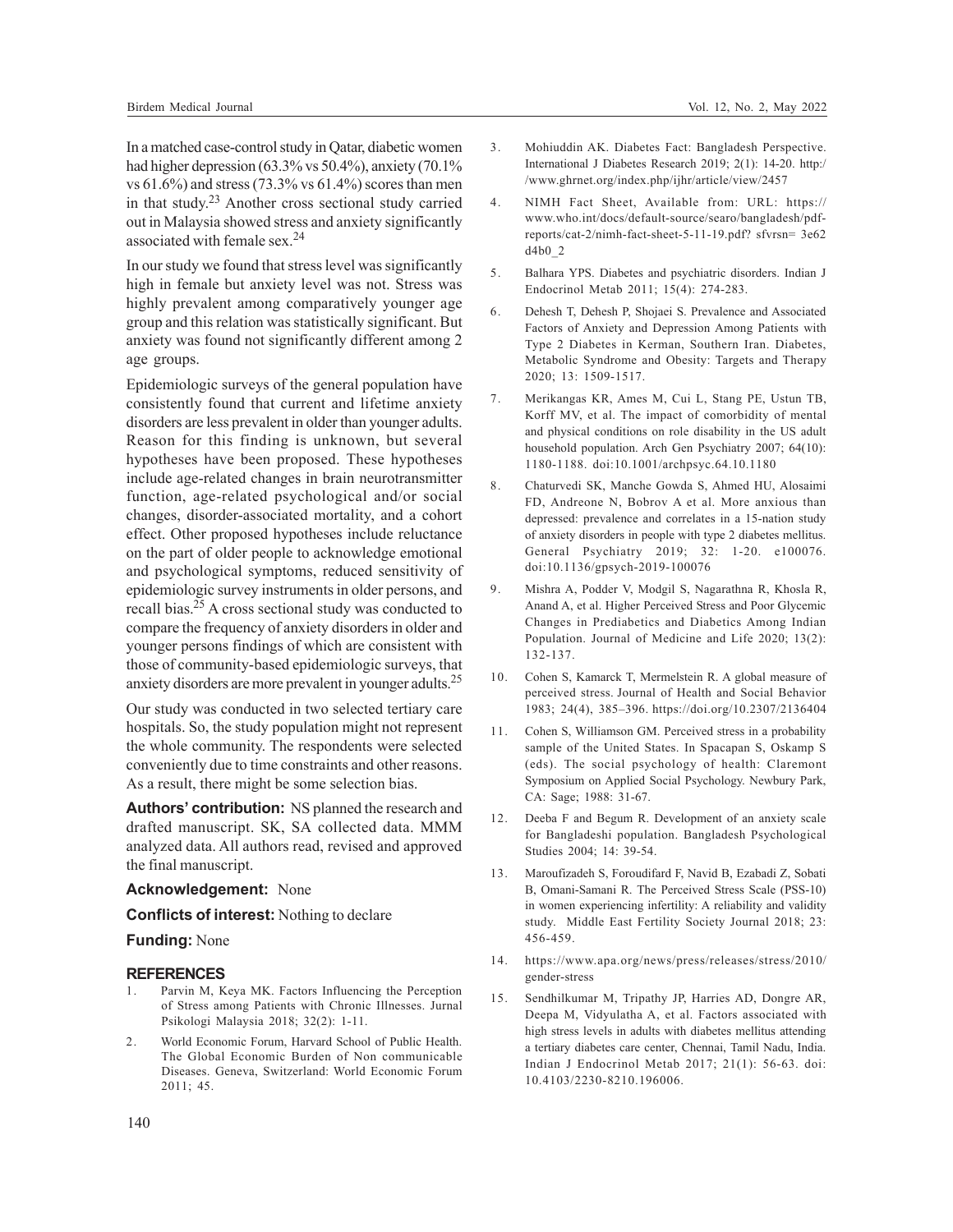In a matched case-control study in Qatar, diabetic women had higher depression (63.3% vs 50.4%), anxiety (70.1% vs 61.6%) and stress (73.3% vs 61.4%) scores than men in that study.[23] Another cross sectional study carried out in Malaysia showed stress and anxiety significantly associated with female sex.[24]

In our study we found that stress level was significantly high in female but anxiety level was not. Stress was highly prevalent among comparatively younger age group and this relation was statistically significant. But anxiety was found not significantly different among 2 age groups.

Epidemiologic surveys of the general population have consistently found that current and lifetime anxiety disorders are less prevalent in older than younger adults. Reason for this finding is unknown, but several hypotheses have been proposed. These hypotheses include age-related changes in brain neurotransmitter function, age-related psychological and/or social changes, disorder-associated mortality, and a cohort effect. Other proposed hypotheses include reluctance on the part of older people to acknowledge emotional and psychological symptoms, reduced sensitivity of epidemiologic survey instruments in older persons, and recall bias.[25] A cross sectional study was conducted to compare the frequency of anxiety disorders in older and younger persons findings of which are consistent with those of community-based epidemiologic surveys, that anxiety disorders are more prevalent in younger adults.[25]

Our study was conducted in two selected tertiary care hospitals. So, the study population might not represent the whole community. The respondents were selected conveniently due to time constraints and other reasons. As a result, there might be some selection bias.

**Authors' contribution:** NS planned the research and drafted manuscript. SK, SA collected data. MMM analyzed data. All authors read, revised and approved the final manuscript.

**Acknowledgement:** None

**Conflicts of interest:** Nothing to declare

**Funding:** None

## REFERENCES

1. Parvin M, Keya MK. Factors Influencing the Perception of Stress among Patients with Chronic Illnesses. Jurnal Psikologi Malaysia 2018; 32(2): 1-11.
2. World Economic Forum, Harvard School of Public Health. The Global Economic Burden of Non communicable Diseases. Geneva, Switzerland: World Economic Forum 2011; 45.
3. Mohiuddin AK. Diabetes Fact: Bangladesh Perspective. International J Diabetes Research 2019; 2(1): 14-20. http://www.ghrnet.org/index.php/ijhr/article/view/2457
4. NIMH Fact Sheet, Available from: URL: https://www.who.int/docs/default-source/searo/bangladesh/pdf-reports/cat-2/nimh-fact-sheet-5-11-19.pdf? sfvrsn= 3e62d4b0_2
5. Balhara YPS. Diabetes and psychiatric disorders. Indian J Endocrinol Metab 2011; 15(4): 274-283.
6. Dehesh T, Dehesh P, Shojaei S. Prevalence and Associated Factors of Anxiety and Depression Among Patients with Type 2 Diabetes in Kerman, Southern Iran. Diabetes, Metabolic Syndrome and Obesity: Targets and Therapy 2020; 13: 1509-1517.
7. Merikangas KR, Ames M, Cui L, Stang PE, Ustun TB, Korff MV, et al. The impact of comorbidity of mental and physical conditions on role disability in the US adult household population. Arch Gen Psychiatry 2007; 64(10): 1180-1188. doi:10.1001/archpsyc.64.10.1180
8. Chaturvedi SK, Manche Gowda S, Ahmed HU, Alosaimi FD, Andreone N, Bobrov A et al. More anxious than depressed: prevalence and correlates in a 15-nation study of anxiety disorders in people with type 2 diabetes mellitus. General Psychiatry 2019; 32: 1-20. e100076. doi:10.1136/gpsych-2019-100076
9. Mishra A, Podder V, Modgil S, Nagarathna R, Khosla R, Anand A, et al. Higher Perceived Stress and Poor Glycemic Changes in Prediabetics and Diabetics Among Indian Population. Journal of Medicine and Life 2020; 13(2): 132-137.
10. Cohen S, Kamarck T, Mermelstein R. A global measure of perceived stress. Journal of Health and Social Behavior 1983; 24(4), 385–396. https://doi.org/10.2307/2136404
11. Cohen S, Williamson GM. Perceived stress in a probability sample of the United States. In Spacapan S, Oskamp S (eds). The social psychology of health: Claremont Symposium on Applied Social Psychology. Newbury Park, CA: Sage; 1988: 31-67.
12. Deeba F and Begum R. Development of an anxiety scale for Bangladeshi population. Bangladesh Psychological Studies 2004; 14: 39-54.
13. Maroufizadeh S, Foroudifard F, Navid B, Ezabadi Z, Sobati B, Omani-Samani R. The Perceived Stress Scale (PSS-10) in women experiencing infertility: A reliability and validity study. Middle East Fertility Society Journal 2018; 23: 456-459.
14. https://www.apa.org/news/press/releases/stress/2010/gender-stress
15. Sendhilkumar M, Tripathy JP, Harries AD, Dongre AR, Deepa M, Vidyulatha A, et al. Factors associated with high stress levels in adults with diabetes mellitus attending a tertiary diabetes care center, Chennai, Tamil Nadu, India. Indian J Endocrinol Metab 2017; 21(1): 56-63. doi: 10.4103/2230-8210.196006.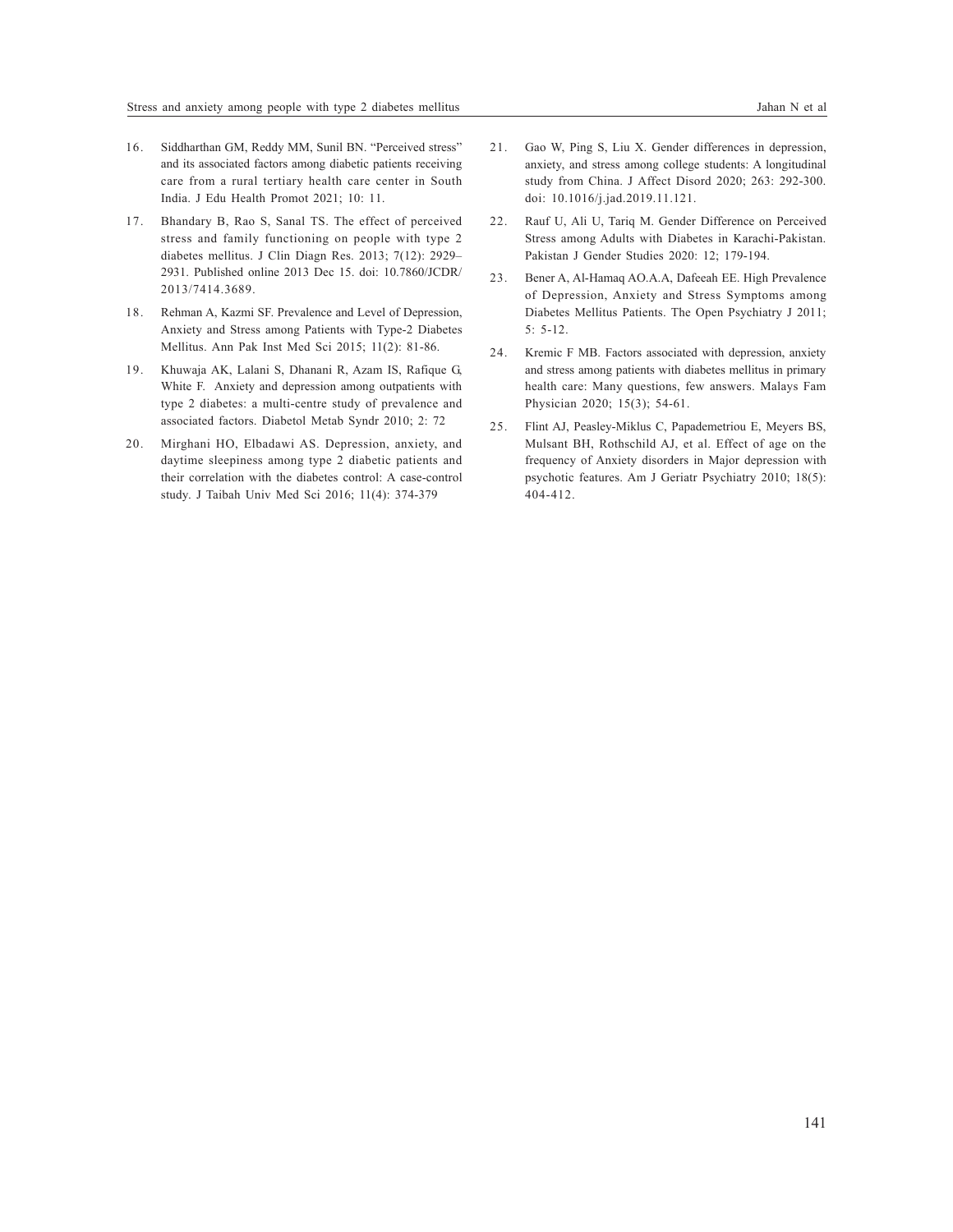16. Siddharthan GM, Reddy MM, Sunil BN. "Perceived stress" and its associated factors among diabetic patients receiving care from a rural tertiary health care center in South India. J Edu Health Promot 2021; 10: 11.

17. Bhandary B, Rao S, Sanal TS. The effect of perceived stress and family functioning on people with type 2 diabetes mellitus. J Clin Diagn Res. 2013; 7(12): 2929–2931. Published online 2013 Dec 15. doi: 10.7860/JCDR/2013/7414.3689.

18. Rehman A, Kazmi SF. Prevalence and Level of Depression, Anxiety and Stress among Patients with Type-2 Diabetes Mellitus. Ann Pak Inst Med Sci 2015; 11(2): 81-86.

19. Khuwaja AK, Lalani S, Dhanani R, Azam IS, Rafique G, White F. Anxiety and depression among outpatients with type 2 diabetes: a multi-centre study of prevalence and associated factors. Diabetol Metab Syndr 2010; 2: 72

20. Mirghani HO, Elbadawi AS. Depression, anxiety, and daytime sleepiness among type 2 diabetic patients and their correlation with the diabetes control: A case-control study. J Taibah Univ Med Sci 2016; 11(4): 374-379

21. Gao W, Ping S, Liu X. Gender differences in depression, anxiety, and stress among college students: A longitudinal study from China. J Affect Disord 2020; 263: 292-300. doi: 10.1016/j.jad.2019.11.121.

22. Rauf U, Ali U, Tariq M. Gender Difference on Perceived Stress among Adults with Diabetes in Karachi-Pakistan. Pakistan J Gender Studies 2020: 12; 179-194.

23. Bener A, Al-Hamaq AO.A.A, Dafeeah EE. High Prevalence of Depression, Anxiety and Stress Symptoms among Diabetes Mellitus Patients. The Open Psychiatry J 2011; 5: 5-12.

24. Kremic F MB. Factors associated with depression, anxiety and stress among patients with diabetes mellitus in primary health care: Many questions, few answers. Malays Fam Physician 2020; 15(3); 54-61.

25. Flint AJ, Peasley-Miklus C, Papademetriou E, Meyers BS, Mulsant BH, Rothschild AJ, et al. Effect of age on the frequency of Anxiety disorders in Major depression with psychotic features. Am J Geriatr Psychiatry 2010; 18(5): 404-412.